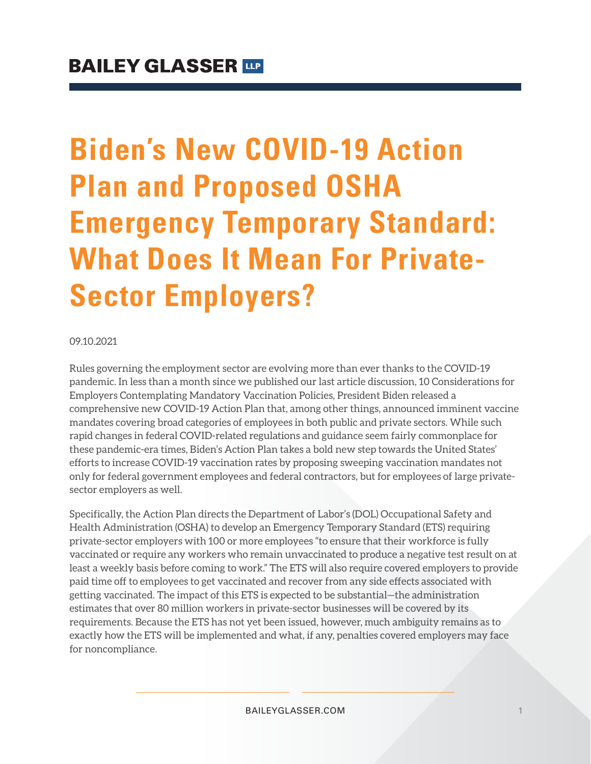BAILEY GLASSER LLP

# Biden's New COVID-19 Action Plan and Proposed OSHA Emergency Temporary Standard: What Does It Mean For Private-Sector Employers?

09.10.2021

Rules governing the employment sector are evolving more than ever thanks to the COVID-19 pandemic. In less than a month since we published our last article discussion, 10 Considerations for Employers Contemplating Mandatory Vaccination Policies, President Biden released a comprehensive new COVID-19 Action Plan that, among other things, announced imminent vaccine mandates covering broad categories of employees in both public and private sectors. While such rapid changes in federal COVID-related regulations and guidance seem fairly commonplace for these pandemic-era times, Biden's Action Plan takes a bold new step towards the United States' efforts to increase COVID-19 vaccination rates by proposing sweeping vaccination mandates not only for federal government employees and federal contractors, but for employees of large private-sector employers as well.

Specifically, the Action Plan directs the Department of Labor's (DOL) Occupational Safety and Health Administration (OSHA) to develop an Emergency Temporary Standard (ETS) requiring private-sector employers with 100 or more employees "to ensure that their workforce is fully vaccinated or require any workers who remain unvaccinated to produce a negative test result on at least a weekly basis before coming to work." The ETS will also require covered employers to provide paid time off to employees to get vaccinated and recover from any side effects associated with getting vaccinated. The impact of this ETS is expected to be substantial—the administration estimates that over 80 million workers in private-sector businesses will be covered by its requirements. Because the ETS has not yet been issued, however, much ambiguity remains as to exactly how the ETS will be implemented and what, if any, penalties covered employers may face for noncompliance.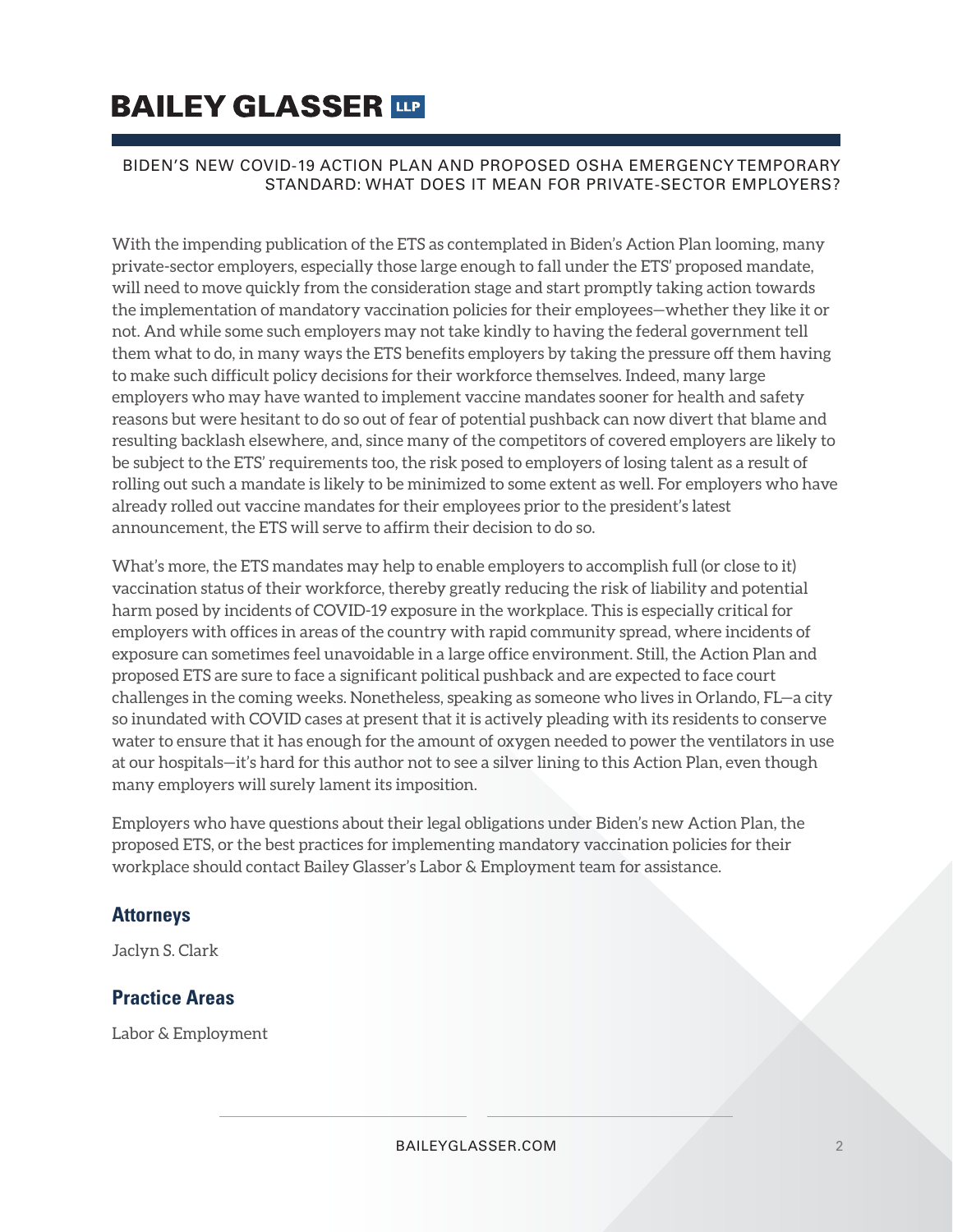With the impending publication of the ETS as contemplated in Biden's Action Plan looming, many private-sector employers, especially those large enough to fall under the ETS' proposed mandate, will need to move quickly from the consideration stage and start promptly taking action towards the implementation of mandatory vaccination policies for their employees—whether they like it or not. And while some such employers may not take kindly to having the federal government tell them what to do, in many ways the ETS benefits employers by taking the pressure off them having to make such difficult policy decisions for their workforce themselves. Indeed, many large employers who may have wanted to implement vaccine mandates sooner for health and safety reasons but were hesitant to do so out of fear of potential pushback can now divert that blame and resulting backlash elsewhere, and, since many of the competitors of covered employers are likely to be subject to the ETS' requirements too, the risk posed to employers of losing talent as a result of rolling out such a mandate is likely to be minimized to some extent as well. For employers who have already rolled out vaccine mandates for their employees prior to the president's latest announcement, the ETS will serve to affirm their decision to do so.

What's more, the ETS mandates may help to enable employers to accomplish full (or close to it) vaccination status of their workforce, thereby greatly reducing the risk of liability and potential harm posed by incidents of COVID-19 exposure in the workplace. This is especially critical for employers with offices in areas of the country with rapid community spread, where incidents of exposure can sometimes feel unavoidable in a large office environment. Still, the Action Plan and proposed ETS are sure to face a significant political pushback and are expected to face court challenges in the coming weeks. Nonetheless, speaking as someone who lives in Orlando, FL—a city so inundated with COVID cases at present that it is actively pleading with its residents to conserve water to ensure that it has enough for the amount of oxygen needed to power the ventilators in use at our hospitals—it's hard for this author not to see a silver lining to this Action Plan, even though many employers will surely lament its imposition.

Employers who have questions about their legal obligations under Biden's new Action Plan, the proposed ETS, or the best practices for implementing mandatory vaccination policies for their workplace should contact Bailey Glasser's Labor & Employment team for assistance.

## Attorneys

Jaclyn S. Clark

## Practice Areas

Labor & Employment